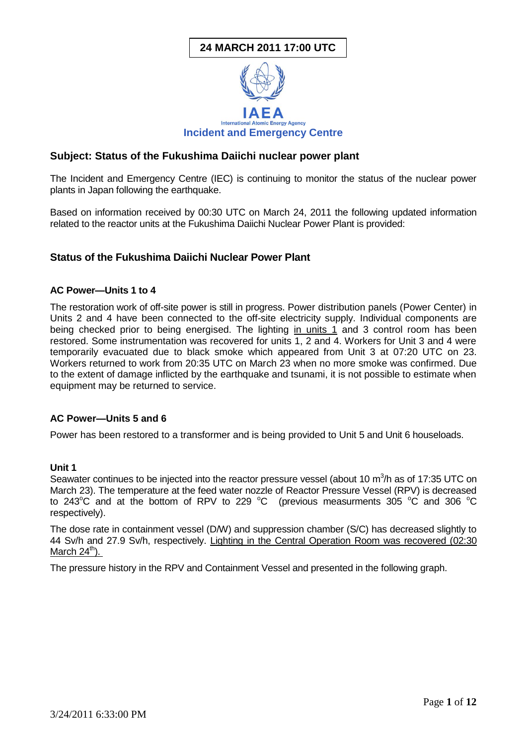**24 MARCH 2011 17:00 UTC**

IAEA
International Atomic Energy Agency
**Incident and Emergency Centre**

## Subject: Status of the Fukushima Daiichi nuclear power plant

The Incident and Emergency Centre (IEC) is continuing to monitor the status of the nuclear power plants in Japan following the earthquake.

Based on information received by 00:30 UTC on March 24, 2011 the following updated information related to the reactor units at the Fukushima Daiichi Nuclear Power Plant is provided:

## Status of the Fukushima Daiichi Nuclear Power Plant

### AC Power—Units 1 to 4

The restoration work of off-site power is still in progress. Power distribution panels (Power Center) in Units 2 and 4 have been connected to the off-site electricity supply. Individual components are being checked prior to being energised. The lighting in units 1 and 3 control room has been restored. Some instrumentation was recovered for units 1, 2 and 4. Workers for Unit 3 and 4 were temporarily evacuated due to black smoke which appeared from Unit 3 at 07:20 UTC on 23. Workers returned to work from 20:35 UTC on March 23 when no more smoke was confirmed. Due to the extent of damage inflicted by the earthquake and tsunami, it is not possible to estimate when equipment may be returned to service.

### AC Power—Units 5 and 6

Power has been restored to a transformer and is being provided to Unit 5 and Unit 6 houseloads.

### Unit 1

Seawater continues to be injected into the reactor pressure vessel (about 10 $m^3$/h as of 17:35 UTC on March 23). The temperature at the feed water nozzle of Reactor Pressure Vessel (RPV) is decreased to 243°C and at the bottom of RPV to 229 °C (previous measurments 305 °C and 306 °C respectively).

The dose rate in containment vessel (D/W) and suppression chamber (S/C) has decreased slightly to 44 Sv/h and 27.9 Sv/h, respectively. Lighting in the Central Operation Room was recovered (02:30 March 24th).

The pressure history in the RPV and Containment Vessel and presented in the following graph.

3/24/2011 6:33:00 PM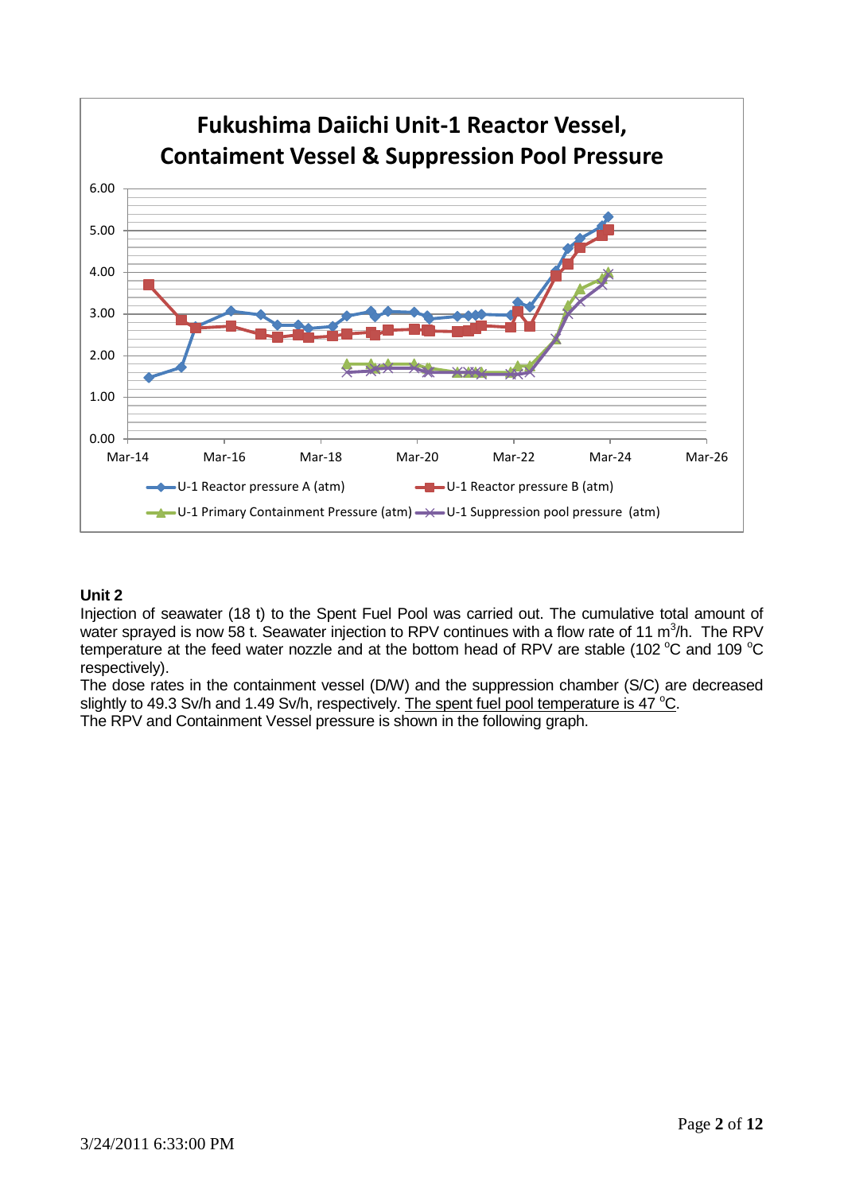## Fukushima Daiichi Unit-1 Reactor Vessel, Containment Vessel & Suppression Pool Pressure

Y-axis: 0.00, 1.00, 2.00, 3.00, 4.00, 5.00, 6.00

X-axis: Mar-14, Mar-16, Mar-18, Mar-20, Mar-22, Mar-24, Mar-26

Legend: U-1 Reactor pressure A (atm); U-1 Reactor pressure B (atm); U-1 Primary Containment Pressure (atm); U-1 Suppression pool pressure (atm)

### Unit 2

Injection of seawater (18 t) to the Spent Fuel Pool was carried out. The cumulative total amount of water sprayed is now 58 t. Seawater injection to RPV continues with a flow rate of 11 $m^3$/h. The RPV temperature at the feed water nozzle and at the bottom head of RPV are stable (102 °C and 109 °C respectively).

The dose rates in the containment vessel (D/W) and the suppression chamber (S/C) are decreased slightly to 49.3 Sv/h and 1.49 Sv/h, respectively. The spent fuel pool temperature is 47 °C.

The RPV and Containment Vessel pressure is shown in the following graph.

3/24/2011 6:33:00 PM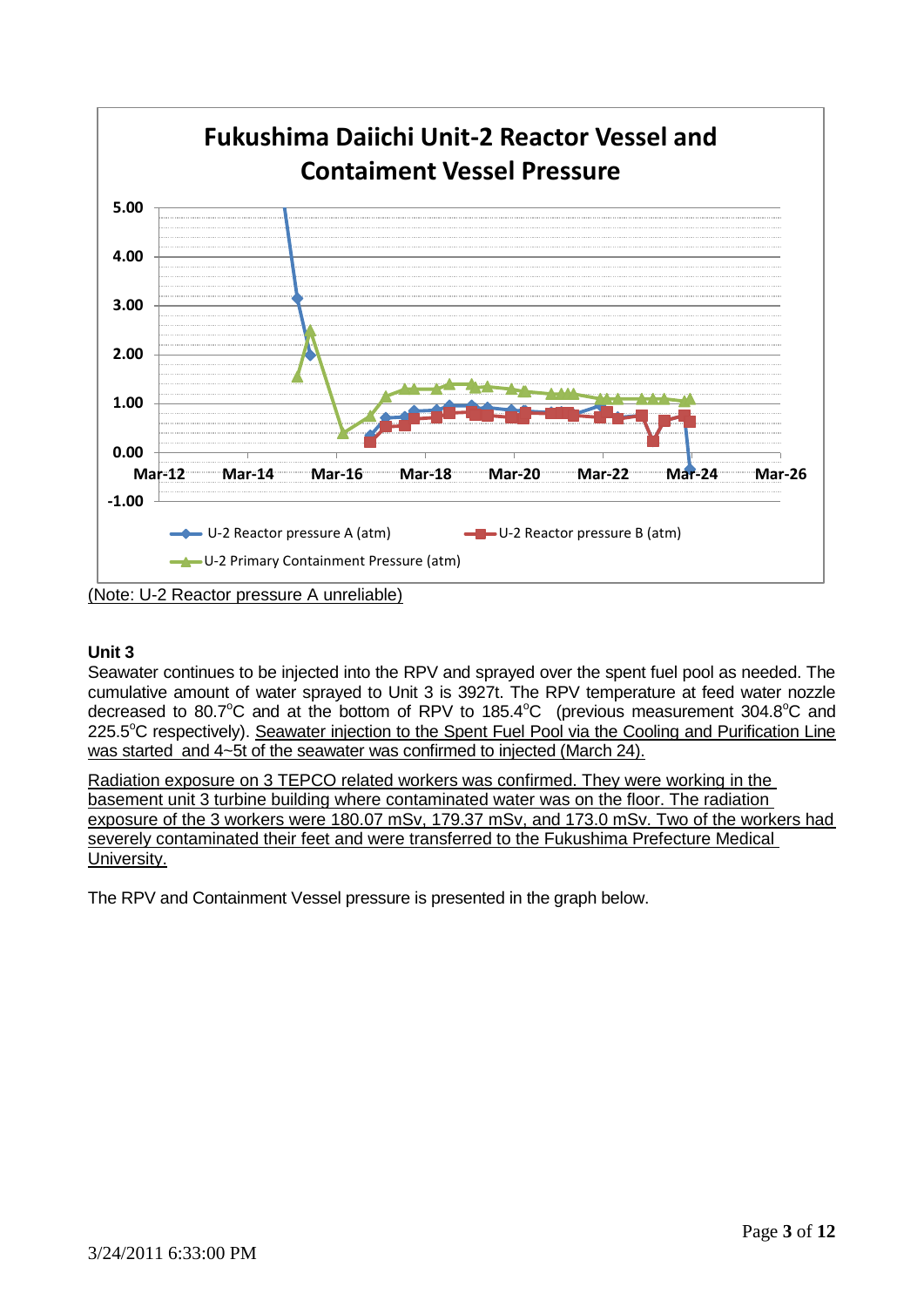**Fukushima Daiichi Unit-2 Reactor Vessel and Containment Vessel Pressure**

(Note: U-2 Reactor pressure A unreliable)

**Unit 3**

Seawater continues to be injected into the RPV and sprayed over the spent fuel pool as needed. The cumulative amount of water sprayed to Unit 3 is 3927t. The RPV temperature at feed water nozzle decreased to 80.7°C and at the bottom of RPV to 185.4°C (previous measurement 304.8°C and 225.5°C respectively). Seawater injection to the Spent Fuel Pool via the Cooling and Purification Line was started and 4~5t of the seawater was confirmed to injected (March 24).

Radiation exposure on 3 TEPCO related workers was confirmed. They were working in the basement unit 3 turbine building where contaminated water was on the floor. The radiation exposure of the 3 workers were 180.07 mSv, 179.37 mSv, and 173.0 mSv. Two of the workers had severely contaminated their feet and were transferred to the Fukushima Prefecture Medical University.

The RPV and Containment Vessel pressure is presented in the graph below.

3/24/2011 6:33:00 PM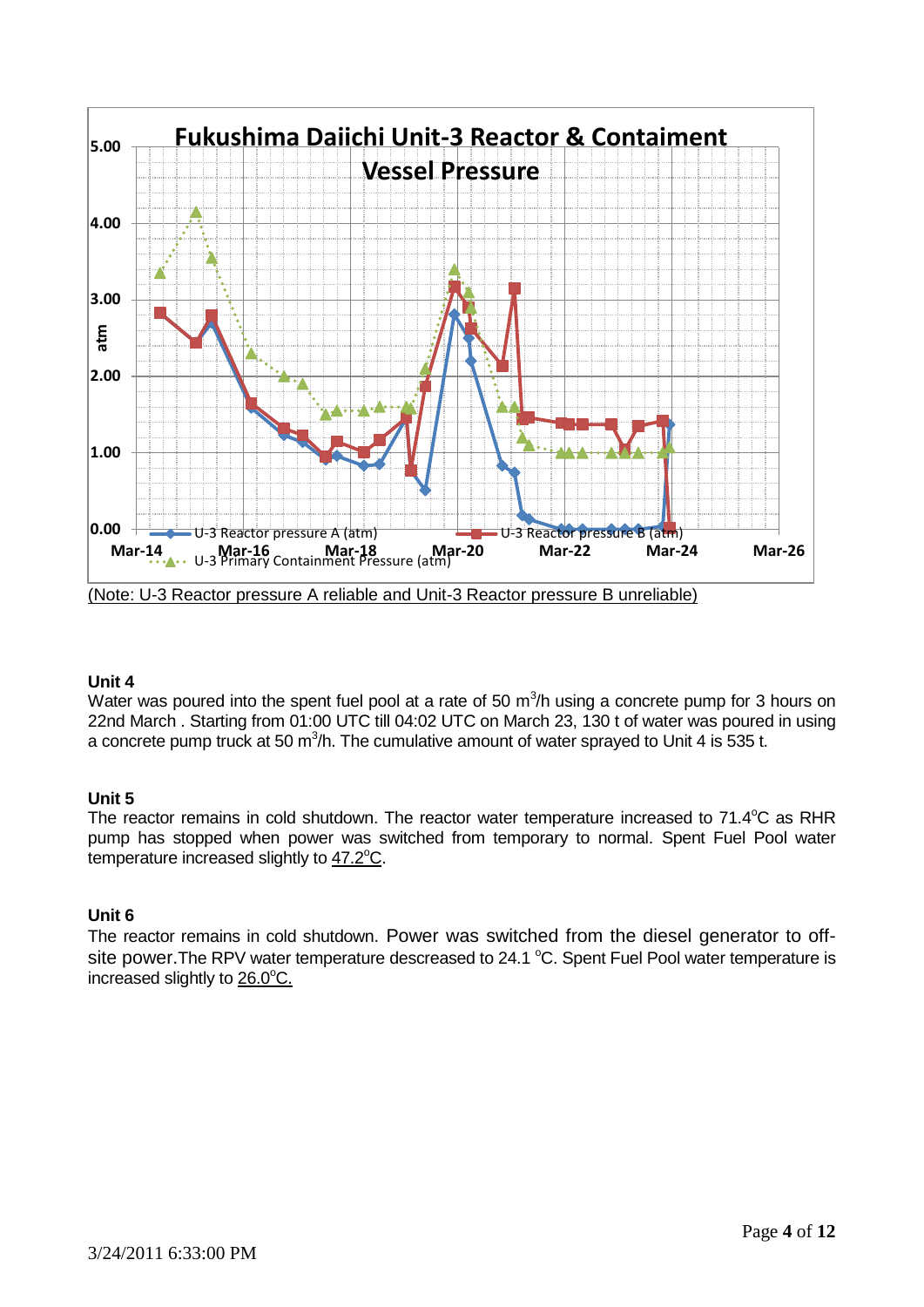**Fukushima Daiichi Unit-3 Reactor & Containment Vessel Pressure**

(Note: U-3 Reactor pressure A reliable and Unit-3 Reactor pressure B unreliable)

### Unit 4

Water was poured into the spent fuel pool at a rate of 50 $m^3$/h using a concrete pump for 3 hours on 22nd March . Starting from 01:00 UTC till 04:02 UTC on March 23, 130 t of water was poured in using a concrete pump truck at 50 $m^3$/h. The cumulative amount of water sprayed to Unit 4 is 535 t.

### Unit 5

The reactor remains in cold shutdown. The reactor water temperature increased to 71.4°C as RHR pump has stopped when power was switched from temporary to normal. Spent Fuel Pool water temperature increased slightly to 47.2°C.

### Unit 6

The reactor remains in cold shutdown. Power was switched from the diesel generator to off-site power.The RPV water temperature descreased to 24.1 °C. Spent Fuel Pool water temperature is increased slightly to 26.0°C.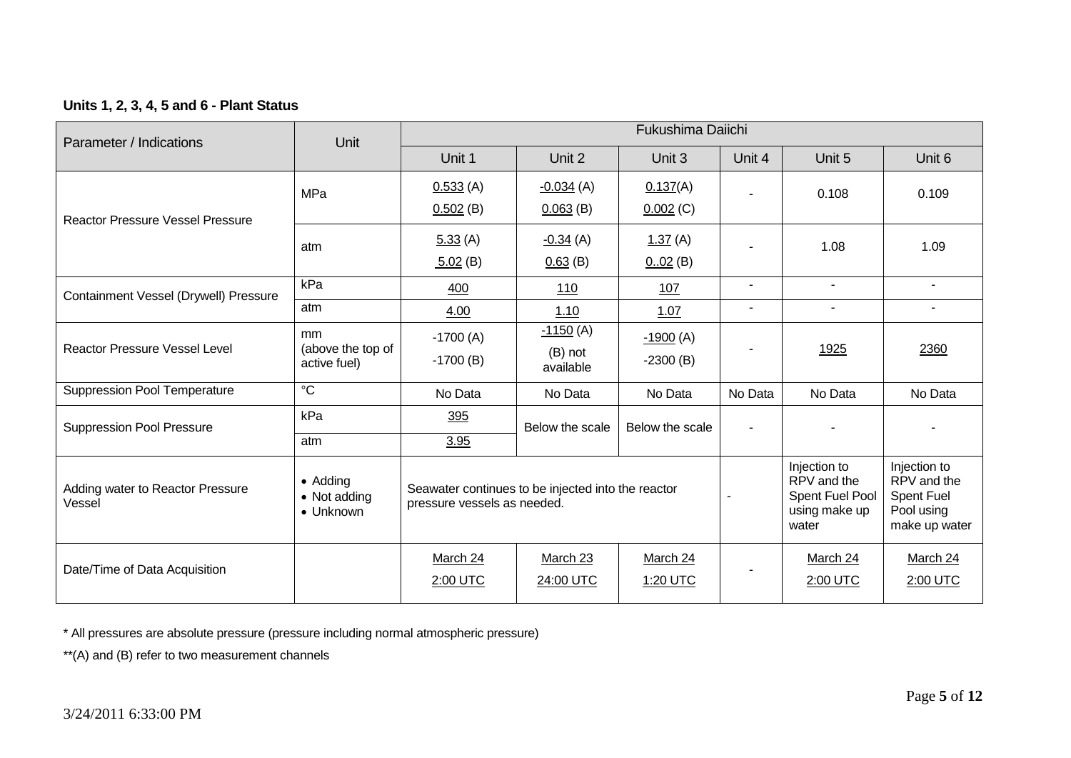**Units 1, 2, 3, 4, 5 and 6 - Plant Status**

| Parameter / Indications | Unit | Fukushima Daiichi | | | | | |
|---|---|---|---|---|---|---|---|
| | | Unit 1 | Unit 2 | Unit 3 | Unit 4 | Unit 5 | Unit 6 |
| Reactor Pressure Vessel Pressure | MPa | 0.533 (A) 0.502 (B) | -0.034 (A) 0.063 (B) | 0.137(A) 0.002 (C) | - | 0.108 | 0.109 |
| | atm | 5.33 (A) 5.02 (B) | -0.34 (A) 0.63 (B) | 1.37 (A) 0..02 (B) | - | 1.08 | 1.09 |
| Containment Vessel (Drywell) Pressure | kPa | 400 | 110 | 107 | - | - | - |
| | atm | 4.00 | 1.10 | 1.07 | - | - | - |
| Reactor Pressure Vessel Level | mm (above the top of active fuel) | -1700 (A) -1700 (B) | -1150 (A) (B) not available | -1900 (A) -2300 (B) | - | 1925 | 2360 |
| Suppression Pool Temperature | °C | No Data | No Data | No Data | No Data | No Data | No Data |
| Suppression Pool Pressure | kPa | 395 | Below the scale | Below the scale | - | - | - |
| | atm | 3.95 | | | | | |
| Adding water to Reactor Pressure Vessel | • Adding • Not adding • Unknown | Seawater continues to be injected into the reactor pressure vessels as needed. | | | - | Injection to RPV and the Spent Fuel Pool using make up water | Injection to RPV and the Spent Fuel Pool using make up water |
| Date/Time of Data Acquisition | | March 24 2:00 UTC | March 23 24:00 UTC | March 24 1:20 UTC | - | March 24 2:00 UTC | March 24 2:00 UTC |

\* All pressures are absolute pressure (pressure including normal atmospheric pressure)

\*\*(A) and (B) refer to two measurement channels

3/24/2011 6:33:00 PM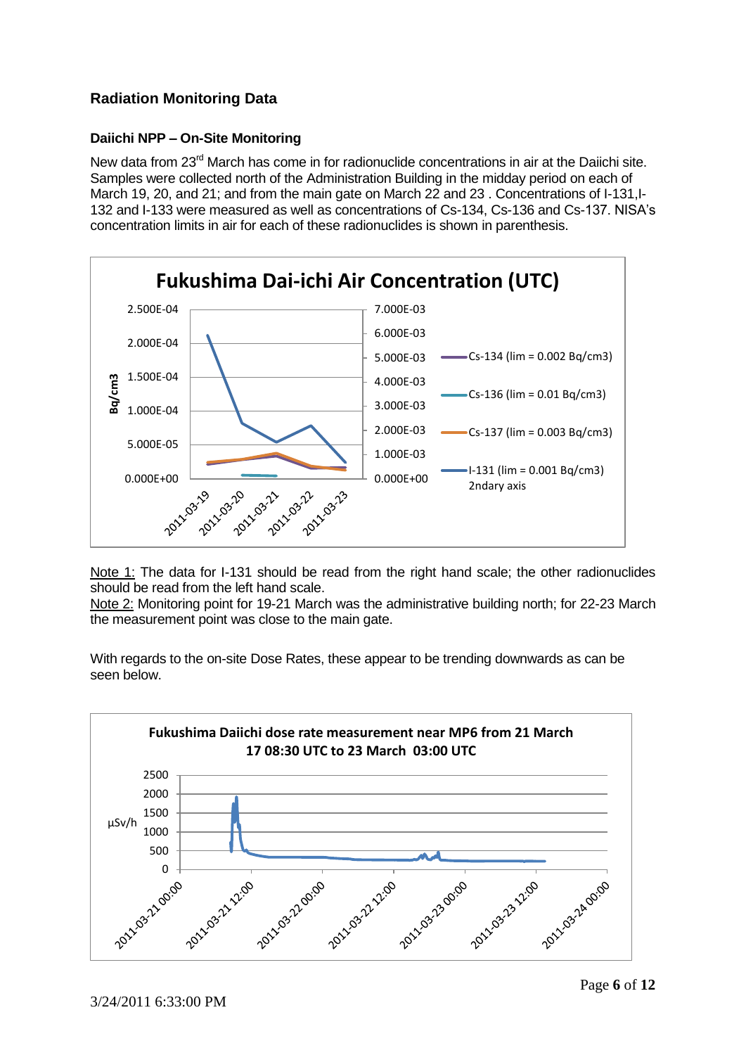### Radiation Monitoring Data

#### Daiichi NPP – On-Site Monitoring

New data from 23[rd] March has come in for radionuclide concentrations in air at the Daiichi site. Samples were collected north of the Administration Building in the midday period on each of March 19, 20, and 21; and from the main gate on March 22 and 23 . Concentrations of I-131,I-132 and I-133 were measured as well as concentrations of Cs-134, Cs-136 and Cs-137. NISA's concentration limits in air for each of these radionuclides is shown in parenthesis.

Note 1: The data for I-131 should be read from the right hand scale; the other radionuclides should be read from the left hand scale.
Note 2: Monitoring point for 19-21 March was the administrative building north; for 22-23 March the measurement point was close to the main gate.

With regards to the on-site Dose Rates, these appear to be trending downwards as can be seen below.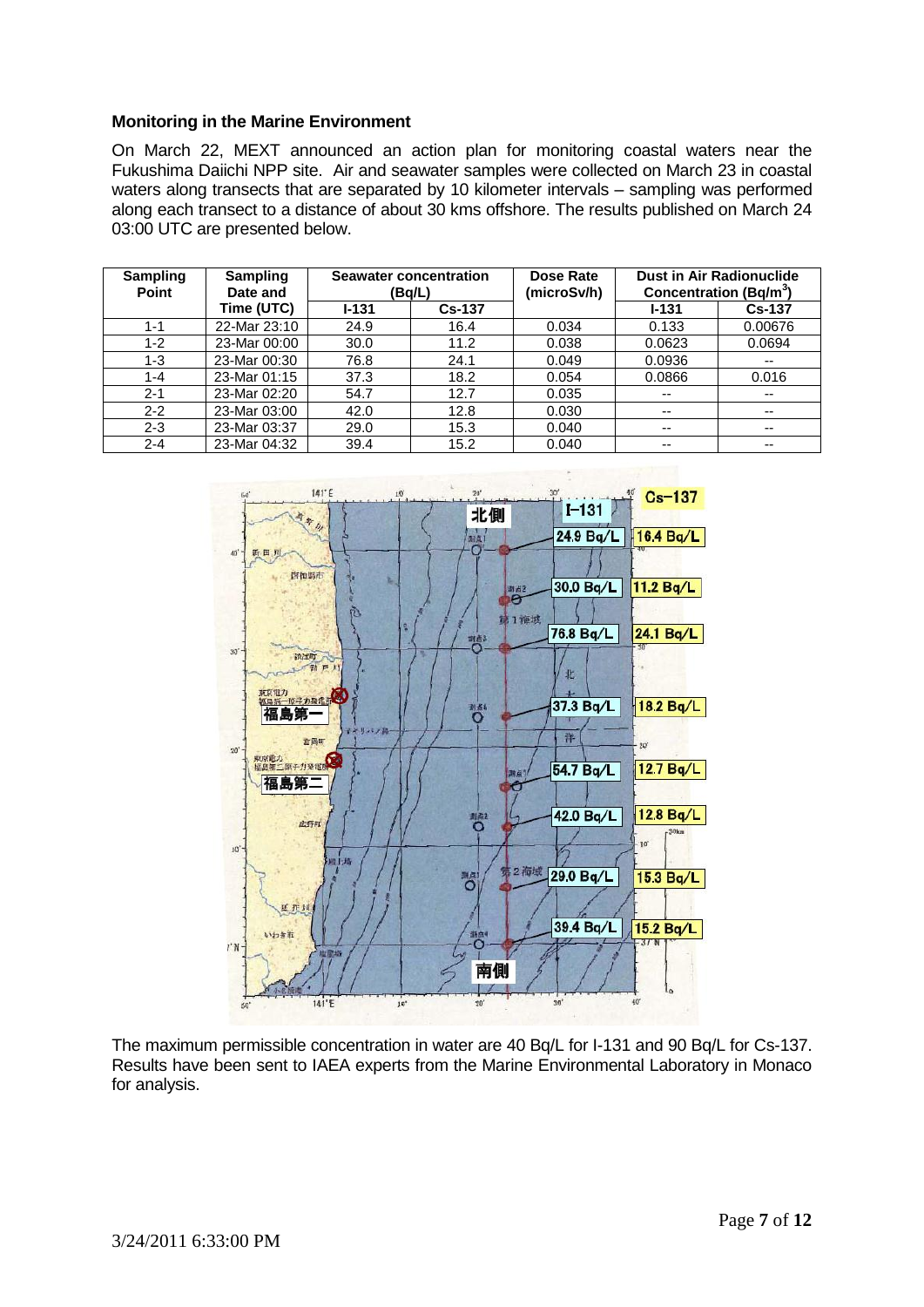### Monitoring in the Marine Environment

On March 22, MEXT announced an action plan for monitoring coastal waters near the Fukushima Daiichi NPP site. Air and seawater samples were collected on March 23 in coastal waters along transects that are separated by 10 kilometer intervals – sampling was performed along each transect to a distance of about 30 kms offshore. The results published on March 24 03:00 UTC are presented below.

| Sampling Point | Sampling Date and Time (UTC) | Seawater concentration (Bq/L) | | Dose Rate (microSv/h) | Dust in Air Radionuclide Concentration (Bq/m$^3$) | |
|---|---|---|---|---|---|---|
| | | I-131 | Cs-137 | | I-131 | Cs-137 |
| 1-1 | 22-Mar 23:10 | 24.9 | 16.4 | 0.034 | 0.133 | 0.00676 |
| 1-2 | 23-Mar 00:00 | 30.0 | 11.2 | 0.038 | 0.0623 | 0.0694 |
| 1-3 | 23-Mar 00:30 | 76.8 | 24.1 | 0.049 | 0.0936 | -- |
| 1-4 | 23-Mar 01:15 | 37.3 | 18.2 | 0.054 | 0.0866 | 0.016 |
| 2-1 | 23-Mar 02:20 | 54.7 | 12.7 | 0.035 | -- | -- |
| 2-2 | 23-Mar 03:00 | 42.0 | 12.8 | 0.030 | -- | -- |
| 2-3 | 23-Mar 03:37 | 29.0 | 15.3 | 0.040 | -- | -- |
| 2-4 | 23-Mar 04:32 | 39.4 | 15.2 | 0.040 | -- | -- |

The maximum permissible concentration in water are 40 Bq/L for I-131 and 90 Bq/L for Cs-137. Results have been sent to IAEA experts from the Marine Environmental Laboratory in Monaco for analysis.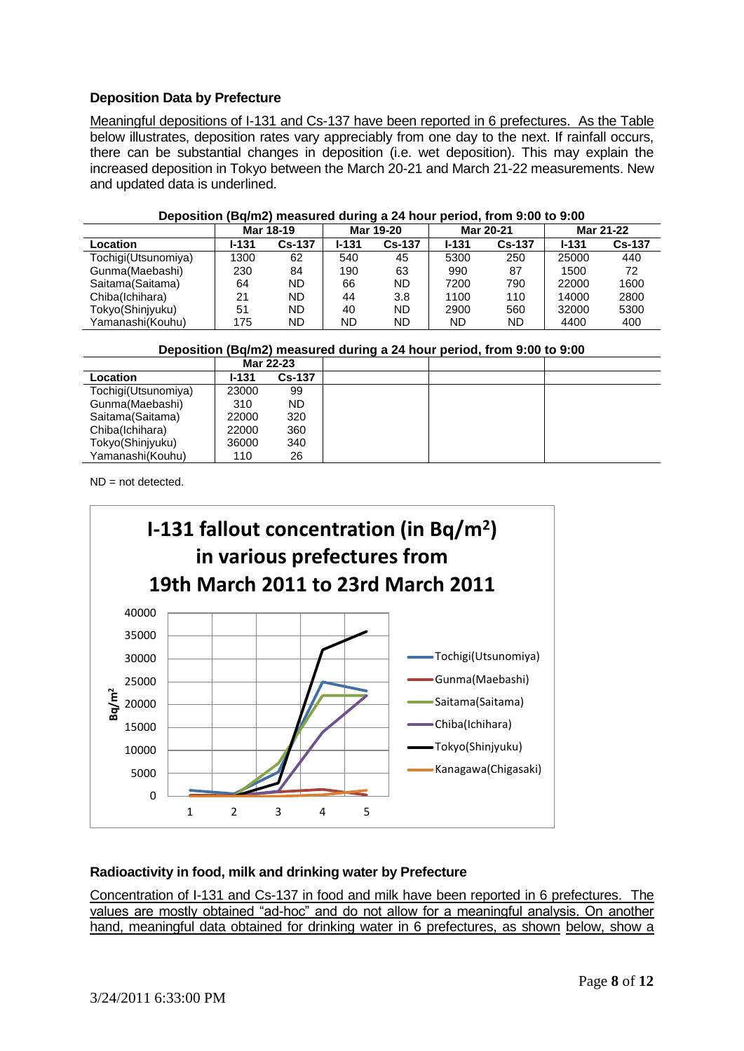### Deposition Data by Prefecture

Meaningful depositions of I-131 and Cs-137 have been reported in 6 prefectures. As the Table below illustrates, deposition rates vary appreciably from one day to the next. If rainfall occurs, there can be substantial changes in deposition (i.e. wet deposition). This may explain the increased deposition in Tokyo between the March 20-21 and March 21-22 measurements. New and updated data is underlined.

**Deposition (Bq/m2) measured during a 24 hour period, from 9:00 to 9:00**

| | Mar 18-19 | | Mar 19-20 | | Mar 20-21 | | Mar 21-22 | | Mar 22-23 | |
|---|---|---|---|---|---|---|---|---|---|---|
| **Location** | **I-131** | **Cs-137** | **I-131** | **Cs-137** | **I-131** | **Cs-137** | **I-131** | **Cs-137** | **I-131** | **Cs-137** |
| Tochigi(Utsunomiya) | 1300 | 62 | 540 | 45 | 5300 | 250 | 25000 | 440 | 23000 | 99 |
| Gunma(Maebashi) | 230 | 84 | 190 | 63 | 990 | 87 | 1500 | 72 | 310 | ND |
| Saitama(Saitama) | 64 | ND | 66 | ND | 7200 | 790 | 22000 | 1600 | 22000 | 320 |
| Chiba(Ichihara) | 21 | ND | 44 | 3.8 | 1100 | 110 | 14000 | 2800 | 22000 | 360 |
| Tokyo(Shinjyuku) | 51 | ND | 40 | ND | 2900 | 560 | 32000 | 5300 | 36000 | 340 |
| Yamanashi(Kouhu) | 175 | ND | ND | ND | ND | ND | 4400 | 400 | 110 | 26 |

ND = not detected.

**I-131 fallout concentration (in Bq/m²) in various prefectures from 19th March 2011 to 23rd March 2011**

### Radioactivity in food, milk and drinking water by Prefecture

Concentration of I-131 and Cs-137 in food and milk have been reported in 6 prefectures. The values are mostly obtained "ad-hoc" and do not allow for a meaningful analysis. On another hand, meaningful data obtained for drinking water in 6 prefectures, as shown below, show a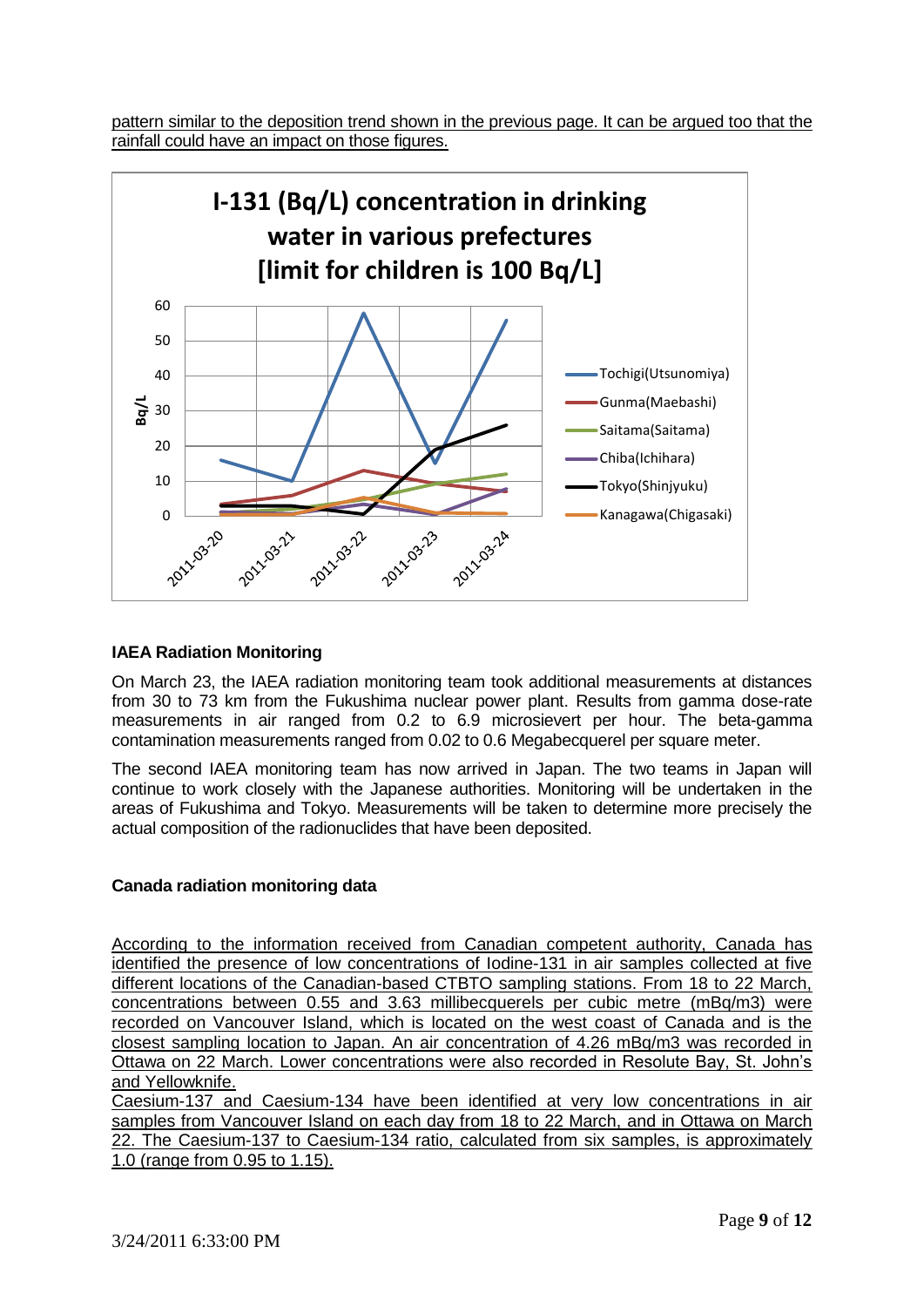pattern similar to the deposition trend shown in the previous page. It can be argued too that the rainfall could have an impact on those figures.

**I-131 (Bq/L) concentration in drinking water in various prefectures [limit for children is 100 Bq/L]**

### IAEA Radiation Monitoring

On March 23, the IAEA radiation monitoring team took additional measurements at distances from 30 to 73 km from the Fukushima nuclear power plant. Results from gamma dose-rate measurements in air ranged from 0.2 to 6.9 microsievert per hour. The beta-gamma contamination measurements ranged from 0.02 to 0.6 Megabecquerel per square meter.

The second IAEA monitoring team has now arrived in Japan. The two teams in Japan will continue to work closely with the Japanese authorities. Monitoring will be undertaken in the areas of Fukushima and Tokyo. Measurements will be taken to determine more precisely the actual composition of the radionuclides that have been deposited.

### Canada radiation monitoring data

According to the information received from Canadian competent authority, Canada has identified the presence of low concentrations of Iodine-131 in air samples collected at five different locations of the Canadian-based CTBTO sampling stations. From 18 to 22 March, concentrations between 0.55 and 3.63 millibecquerels per cubic metre (mBq/m3) were recorded on Vancouver Island, which is located on the west coast of Canada and is the closest sampling location to Japan. An air concentration of 4.26 mBq/m3 was recorded in Ottawa on 22 March. Lower concentrations were also recorded in Resolute Bay, St. John's and Yellowknife.

Caesium-137 and Caesium-134 have been identified at very low concentrations in air samples from Vancouver Island on each day from 18 to 22 March, and in Ottawa on March 22. The Caesium-137 to Caesium-134 ratio, calculated from six samples, is approximately 1.0 (range from 0.95 to 1.15).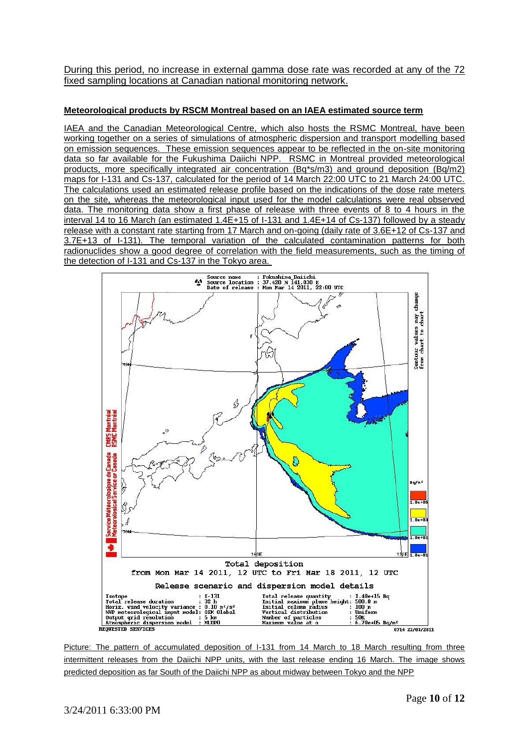During this period, no increase in external gamma dose rate was recorded at any of the 72 fixed sampling locations at Canadian national monitoring network.

**Meteorological products by RSCM Montreal based on an IAEA estimated source term**

IAEA and the Canadian Meteorological Centre, which also hosts the RSMC Montreal, have been working together on a series of simulations of atmospheric dispersion and transport modelling based on emission sequences. These emission sequences appear to be reflected in the on-site monitoring data so far available for the Fukushima Daiichi NPP. RSMC in Montreal provided meteorological products, more specifically integrated air concentration (Bq*s/m3) and ground deposition (Bq/m2) maps for I-131 and Cs-137, calculated for the period of 14 March 22:00 UTC to 21 March 24:00 UTC. The calculations used an estimated release profile based on the indications of the dose rate meters on the site, whereas the meteorological input used for the model calculations were real observed data. The monitoring data show a first phase of release with three events of 8 to 4 hours in the interval 14 to 16 March (an estimated 1.4E+15 of I-131 and 1.4E+14 of Cs-137) followed by a steady release with a constant rate starting from 17 March and on-going (daily rate of 3.6E+12 of Cs-137 and 3.7E+13 of I-131). The temporal variation of the calculated contamination patterns for both radionuclides show a good degree of correlation with the field measurements, such as the timing of the detection of I-131 and Cs-137 in the Tokyo area.

Picture: The pattern of accumulated deposition of I-131 from 14 March to 18 March resulting from three intermittent releases from the Daiichi NPP units, with the last release ending 16 March. The image shows predicted deposition as far South of the Daiichi NPP as about midway between Tokyo and the NPP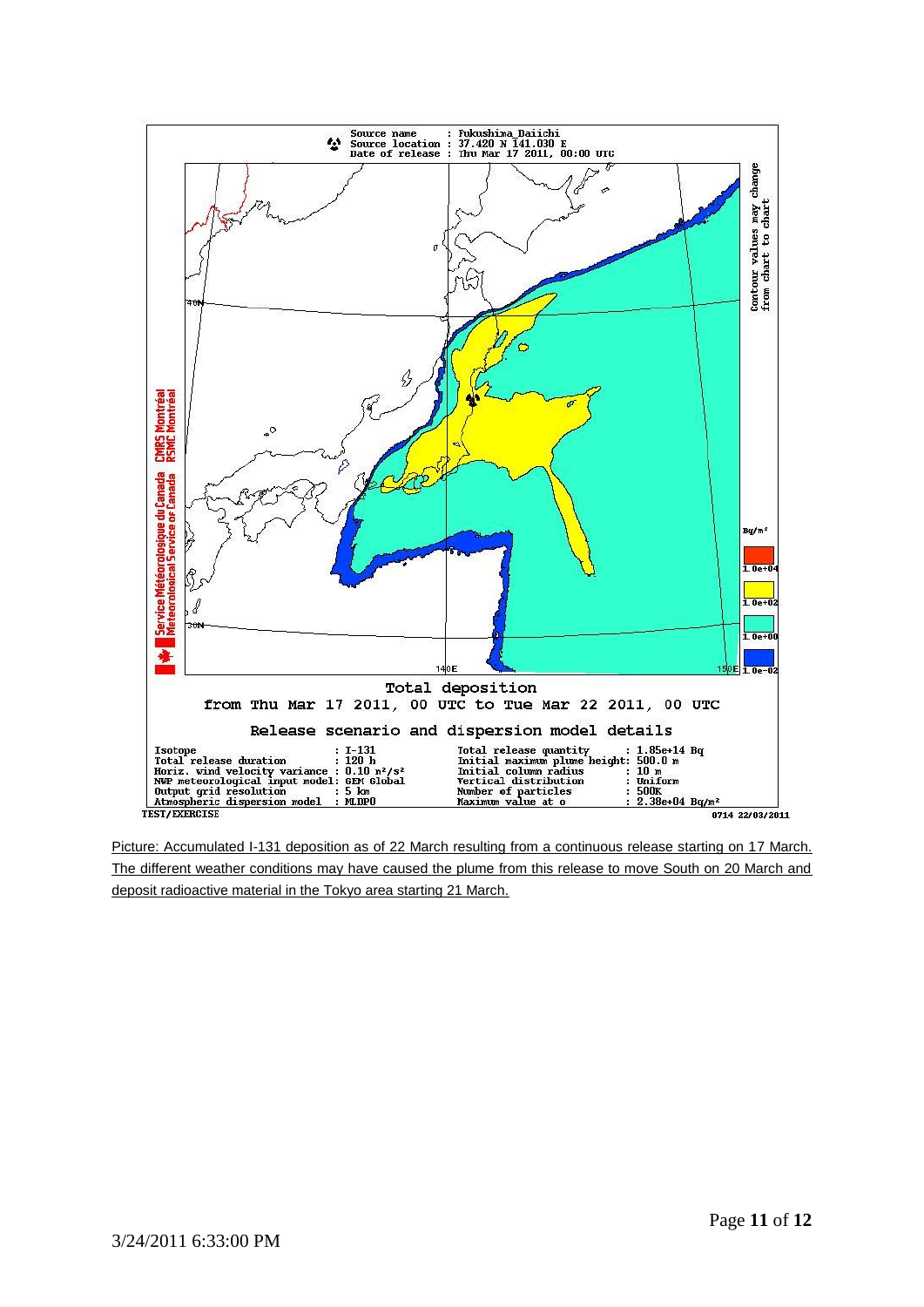Source name : Fukushima_Daiichi
Source location : 37.420 N 141.030 E
Date of release : Thu Mar 17 2011, 00:00 UTC

Total deposition
from Thu Mar 17 2011, 00 UTC to Tue Mar 22 2011, 00 UTC

Release scenario and dispersion model details

| | | | |
|---|---|---|---|
| Isotope | : I-131 | Total release quantity | : 1.85e+14 Bq |
| Total release duration | : 120 h | Initial maximum plume height | : 500.0 m |
| Horiz. wind velocity variance | : 0.10 $m^2/s^2$ | Initial column radius | : 10 m |
| NWP meteorological input model | : GEM Global | Vertical distribution | : Uniform |
| Output grid resolution | : 5 km | Number of particles | : 500K |
| Atmospheric dispersion model | : MLDP0 | Maximum value at o | : 2.38e+04 $Bq/m^2$ |

TEST/EXERCISE

0714 22/03/2011

Picture: Accumulated I-131 deposition as of 22 March resulting from a continuous release starting on 17 March. The different weather conditions may have caused the plume from this release to move South on 20 March and deposit radioactive material in the Tokyo area starting 21 March.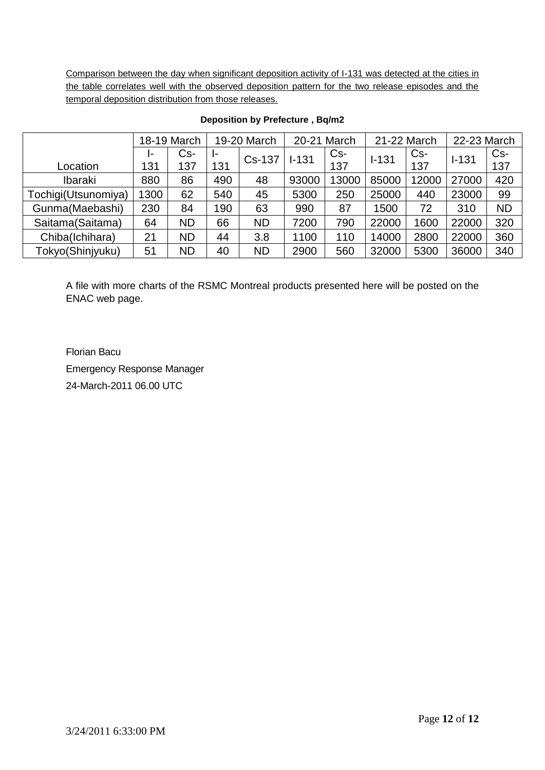<u>Comparison between the day when significant deposition activity of I-131 was detected at the cities in the table correlates well with the observed deposition pattern for the two release episodes and the temporal deposition distribution from those releases.</u>

**Deposition by Prefecture , Bq/m2**

| | 18-19 March | | 19-20 March | | 20-21 March | | 21-22 March | | 22-23 March | |
|---|---|---|---|---|---|---|---|---|---|---|
| Location | I-131 | Cs-137 | I-131 | Cs-137 | I-131 | Cs-137 | I-131 | Cs-137 | I-131 | Cs-137 |
| Ibaraki | 880 | 86 | 490 | 48 | 93000 | 13000 | 85000 | 12000 | 27000 | 420 |
| Tochigi(Utsunomiya) | 1300 | 62 | 540 | 45 | 5300 | 250 | 25000 | 440 | 23000 | 99 |
| Gunma(Maebashi) | 230 | 84 | 190 | 63 | 990 | 87 | 1500 | 72 | 310 | ND |
| Saitama(Saitama) | 64 | ND | 66 | ND | 7200 | 790 | 22000 | 1600 | 22000 | 320 |
| Chiba(Ichihara) | 21 | ND | 44 | 3.8 | 1100 | 110 | 14000 | 2800 | 22000 | 360 |
| Tokyo(Shinjyuku) | 51 | ND | 40 | ND | 2900 | 560 | 32000 | 5300 | 36000 | 340 |

A file with more charts of the RSMC Montreal products presented here will be posted on the ENAC web page.

Florian Bacu

Emergency Response Manager

24-March-2011 06.00 UTC

3/24/2011 6:33:00 PM